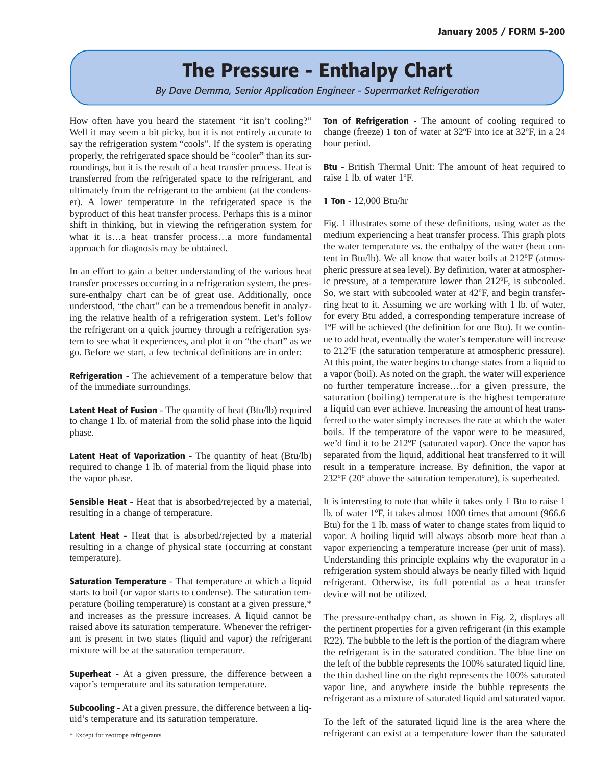# The Pressure - Enthalpy Chart

*By Dave Demma, Senior Application Engineer - Supermarket Refrigeration*

How often have you heard the statement "it isn't cooling?" Well it may seem a bit picky, but it is not entirely accurate to say the refrigeration system "cools". If the system is operating properly, the refrigerated space should be "cooler" than its surroundings, but it is the result of a heat transfer process. Heat is transferred from the refrigerated space to the refrigerant, and ultimately from the refrigerant to the ambient (at the condenser). A lower temperature in the refrigerated space is the byproduct of this heat transfer process. Perhaps this is a minor shift in thinking, but in viewing the refrigeration system for what it is…a heat transfer process…a more fundamental approach for diagnosis may be obtained.

In an effort to gain a better understanding of the various heat transfer processes occurring in a refrigeration system, the pressure-enthalpy chart can be of great use. Additionally, once understood, "the chart" can be a tremendous benefit in analyzing the relative health of a refrigeration system. Let's follow the refrigerant on a quick journey through a refrigeration system to see what it experiences, and plot it on "the chart" as we go. Before we start, a few technical definitions are in order:

**Refrigeration** - The achievement of a temperature below that of the immediate surroundings.

**Latent Heat of Fusion** - The quantity of heat (Btu/lb) required to change 1 lb. of material from the solid phase into the liquid phase.

**Latent Heat of Vaporization** - The quantity of heat (Btu/lb) required to change 1 lb. of material from the liquid phase into the vapor phase.

**Sensible Heat** - Heat that is absorbed/rejected by a material, resulting in a change of temperature.

**Latent Heat** - Heat that is absorbed/rejected by a material resulting in a change of physical state (occurring at constant temperature).

**Saturation Temperature** - That temperature at which a liquid starts to boil (or vapor starts to condense). The saturation temperature (boiling temperature) is constant at a given pressure,* and increases as the pressure increases. A liquid cannot be raised above its saturation temperature. Whenever the refrigerant is present in two states (liquid and vapor) the refrigerant mixture will be at the saturation temperature.

**Superheat** - At a given pressure, the difference between a vapor's temperature and its saturation temperature.

**Subcooling** - At a given pressure, the difference between a liquid's temperature and its saturation temperature.

**Ton of Refrigeration** - The amount of cooling required to change (freeze) 1 ton of water at 32ºF into ice at 32ºF, in a 24 hour period.

**Btu** - British Thermal Unit: The amount of heat required to raise 1 lb. of water 1ºF.

**1 Ton** - 12,000 Btu/hr

Fig. 1 illustrates some of these definitions, using water as the medium experiencing a heat transfer process. This graph plots the water temperature vs. the enthalpy of the water (heat content in Btu/lb). We all know that water boils at 212ºF (atmospheric pressure at sea level). By definition, water at atmospheric pressure, at a temperature lower than 212ºF, is subcooled. So, we start with subcooled water at 42ºF, and begin transferring heat to it. Assuming we are working with 1 lb. of water, for every Btu added, a corresponding temperature increase of 1ºF will be achieved (the definition for one Btu). It we continue to add heat, eventually the water's temperature will increase to 212ºF (the saturation temperature at atmospheric pressure). At this point, the water begins to change states from a liquid to a vapor (boil). As noted on the graph, the water will experience no further temperature increase…for a given pressure, the saturation (boiling) temperature is the highest temperature a liquid can ever achieve. Increasing the amount of heat transferred to the water simply increases the rate at which the water boils. If the temperature of the vapor were to be measured, we'd find it to be 212ºF (saturated vapor). Once the vapor has separated from the liquid, additional heat transferred to it will result in a temperature increase. By definition, the vapor at 232ºF (20º above the saturation temperature), is superheated.

It is interesting to note that while it takes only 1 Btu to raise 1 lb. of water 1ºF, it takes almost 1000 times that amount (966.6 Btu) for the 1 lb. mass of water to change states from liquid to vapor. A boiling liquid will always absorb more heat than a vapor experiencing a temperature increase (per unit of mass). Understanding this principle explains why the evaporator in a refrigeration system should always be nearly filled with liquid refrigerant. Otherwise, its full potential as a heat transfer device will not be utilized.

The pressure-enthalpy chart, as shown in Fig. 2, displays all the pertinent properties for a given refrigerant (in this example R22). The bubble to the left is the portion of the diagram where the refrigerant is in the saturated condition. The blue line on the left of the bubble represents the 100% saturated liquid line, the thin dashed line on the right represents the 100% saturated vapor line, and anywhere inside the bubble represents the refrigerant as a mixture of saturated liquid and saturated vapor.

To the left of the saturated liquid line is the area where the refrigerant can exist at a temperature lower than the saturated

\* Except for zeotrope refrigerants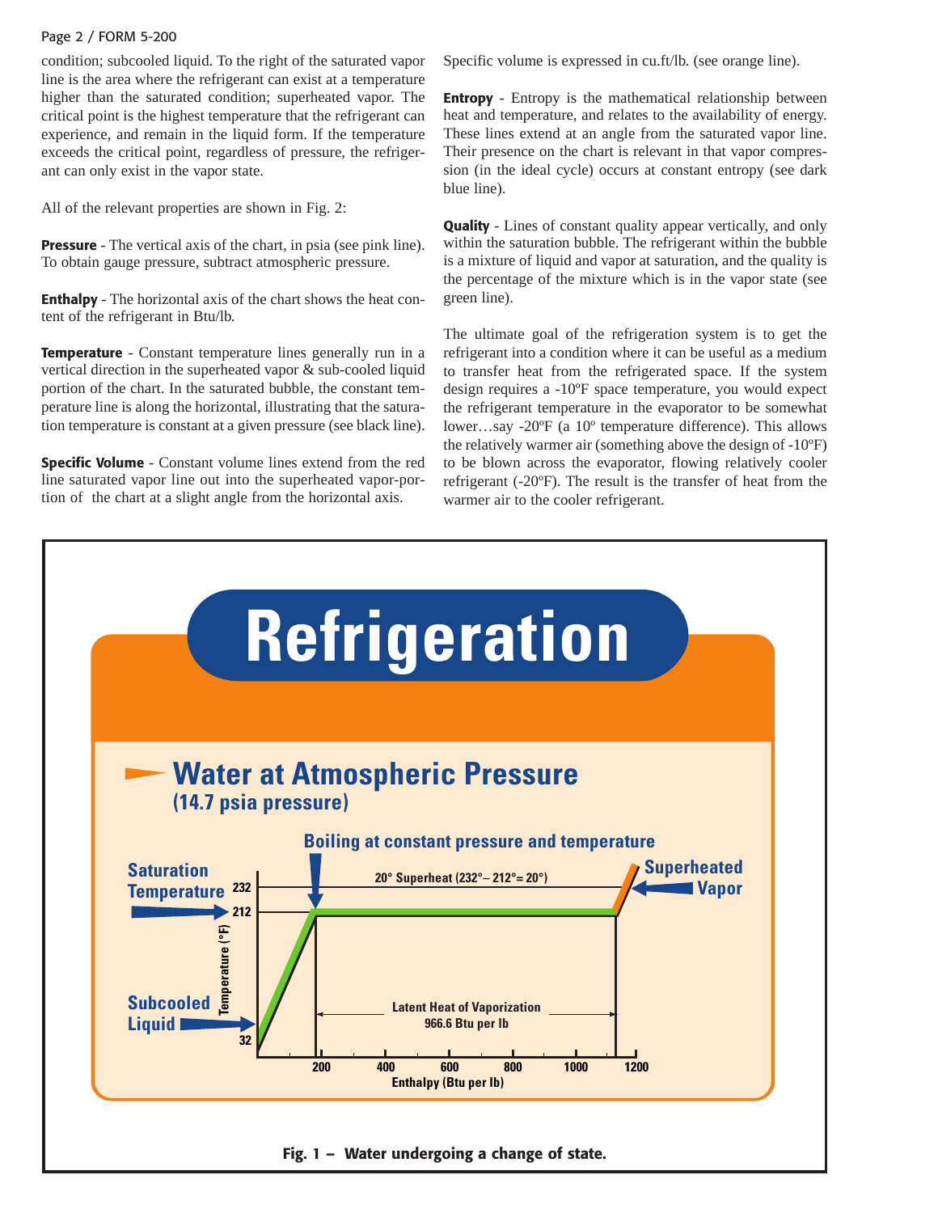condition; subcooled liquid. To the right of the saturated vapor line is the area where the refrigerant can exist at a temperature higher than the saturated condition; superheated vapor. The critical point is the highest temperature that the refrigerant can experience, and remain in the liquid form. If the temperature exceeds the critical point, regardless of pressure, the refrigerant can only exist in the vapor state.

All of the relevant properties are shown in Fig. 2:

**Pressure** - The vertical axis of the chart, in psia (see pink line). To obtain gauge pressure, subtract atmospheric pressure.

**Enthalpy** - The horizontal axis of the chart shows the heat content of the refrigerant in Btu/lb.

**Temperature** - Constant temperature lines generally run in a vertical direction in the superheated vapor & sub-cooled liquid portion of the chart. In the saturated bubble, the constant temperature line is along the horizontal, illustrating that the saturation temperature is constant at a given pressure (see black line).

**Specific Volume** - Constant volume lines extend from the red line saturated vapor line out into the superheated vapor-portion of the chart at a slight angle from the horizontal axis. Specific volume is expressed in cu.ft/lb. (see orange line).

**Entropy** - Entropy is the mathematical relationship between heat and temperature, and relates to the availability of energy. These lines extend at an angle from the saturated vapor line. Their presence on the chart is relevant in that vapor compression (in the ideal cycle) occurs at constant entropy (see dark blue line).

**Quality** - Lines of constant quality appear vertically, and only within the saturation bubble. The refrigerant within the bubble is a mixture of liquid and vapor at saturation, and the quality is the percentage of the mixture which is in the vapor state (see green line).

The ultimate goal of the refrigeration system is to get the refrigerant into a condition where it can be useful as a medium to transfer heat from the refrigerated space. If the system design requires a -10ºF space temperature, you would expect the refrigerant temperature in the evaporator to be somewhat lower…say -20ºF (a 10º temperature difference). This allows the relatively warmer air (something above the design of -10ºF) to be blown across the evaporator, flowing relatively cooler refrigerant (-20ºF). The result is the transfer of heat from the warmer air to the cooler refrigerant.

**Refrigeration**

**Water at Atmospheric Pressure**
**(14.7 psia pressure)**

Boiling at constant pressure and temperature

Saturation Temperature

Subcooled Liquid

Superheated Vapor

20° Superheat (232°– 212°= 20°)

Latent Heat of Vaporization 966.6 Btu per lb

Temperature (°F): 32, 212, 232

Enthalpy (Btu per lb): 200, 400, 600, 800, 1000, 1200

**Fig. 1 – Water undergoing a change of state.**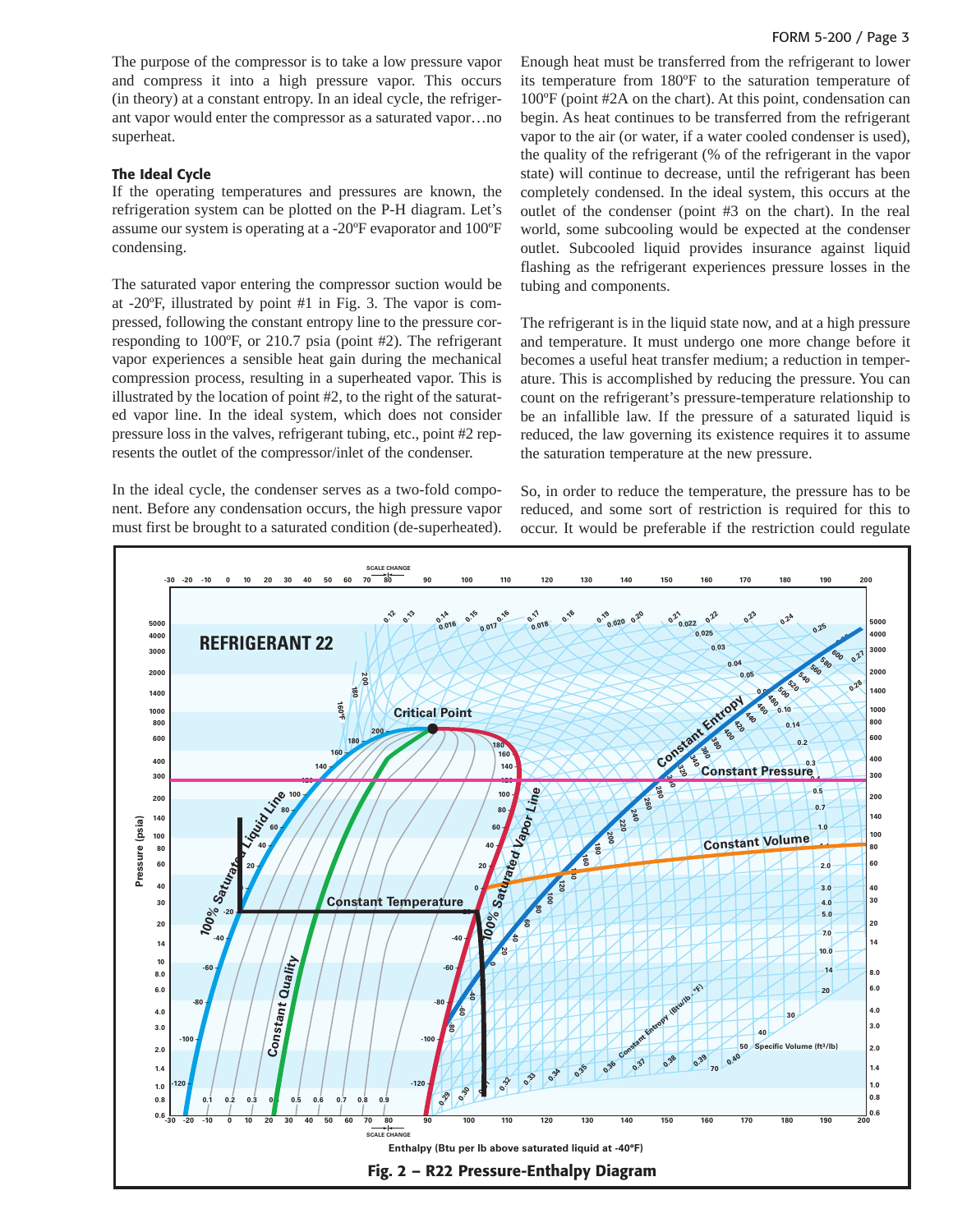The purpose of the compressor is to take a low pressure vapor and compress it into a high pressure vapor. This occurs (in theory) at a constant entropy. In an ideal cycle, the refrigerant vapor would enter the compressor as a saturated vapor…no superheat.

### The Ideal Cycle

If the operating temperatures and pressures are known, the refrigeration system can be plotted on the P-H diagram. Let's assume our system is operating at a -20ºF evaporator and 100ºF condensing.

The saturated vapor entering the compressor suction would be at -20ºF, illustrated by point #1 in Fig. 3. The vapor is compressed, following the constant entropy line to the pressure corresponding to 100ºF, or 210.7 psia (point #2). The refrigerant vapor experiences a sensible heat gain during the mechanical compression process, resulting in a superheated vapor. This is illustrated by the location of point #2, to the right of the saturated vapor line. In the ideal system, which does not consider pressure loss in the valves, refrigerant tubing, etc., point #2 represents the outlet of the compressor/inlet of the condenser.

In the ideal cycle, the condenser serves as a two-fold component. Before any condensation occurs, the high pressure vapor must first be brought to a saturated condition (de-superheated). Enough heat must be transferred from the refrigerant to lower its temperature from 180ºF to the saturation temperature of 100ºF (point #2A on the chart). At this point, condensation can begin. As heat continues to be transferred from the refrigerant vapor to the air (or water, if a water cooled condenser is used), the quality of the refrigerant (% of the refrigerant in the vapor state) will continue to decrease, until the refrigerant has been completely condensed. In the ideal system, this occurs at the outlet of the condenser (point #3 on the chart). In the real world, some subcooling would be expected at the condenser outlet. Subcooled liquid provides insurance against liquid flashing as the refrigerant experiences pressure losses in the tubing and components.

The refrigerant is in the liquid state now, and at a high pressure and temperature. It must undergo one more change before it becomes a useful heat transfer medium; a reduction in temperature. This is accomplished by reducing the pressure. You can count on the refrigerant's pressure-temperature relationship to be an infallible law. If the pressure of a saturated liquid is reduced, the law governing its existence requires it to assume the saturation temperature at the new pressure.

So, in order to reduce the temperature, the pressure has to be reduced, and some sort of restriction is required for this to occur. It would be preferable if the restriction could regulate

**Fig. 2 – R22 Pressure-Enthalpy Diagram**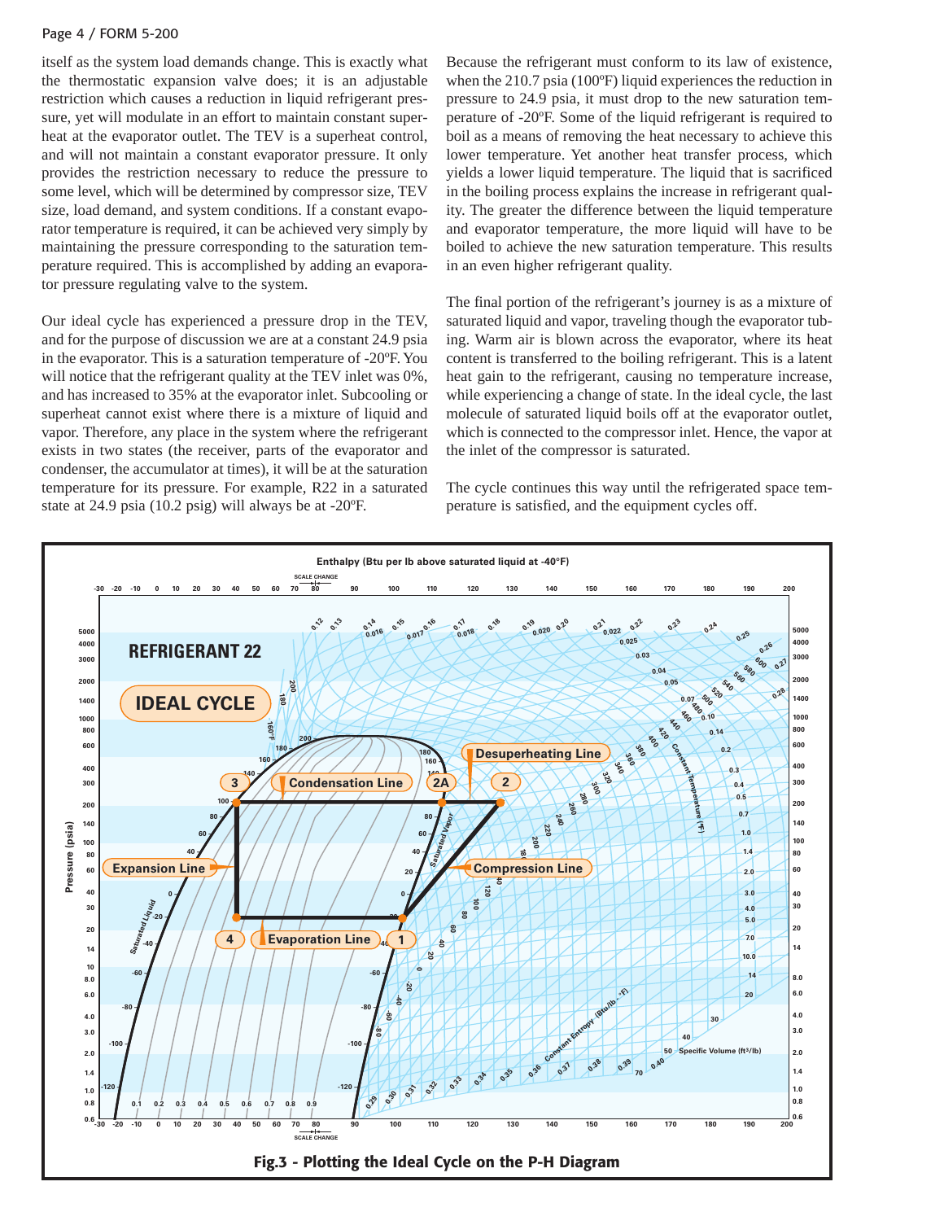itself as the system load demands change. This is exactly what the thermostatic expansion valve does; it is an adjustable restriction which causes a reduction in liquid refrigerant pressure, yet will modulate in an effort to maintain constant superheat at the evaporator outlet. The TEV is a superheat control, and will not maintain a constant evaporator pressure. It only provides the restriction necessary to reduce the pressure to some level, which will be determined by compressor size, TEV size, load demand, and system conditions. If a constant evaporator temperature is required, it can be achieved very simply by maintaining the pressure corresponding to the saturation temperature required. This is accomplished by adding an evaporator pressure regulating valve to the system.

Our ideal cycle has experienced a pressure drop in the TEV, and for the purpose of discussion we are at a constant 24.9 psia in the evaporator. This is a saturation temperature of -20ºF. You will notice that the refrigerant quality at the TEV inlet was 0%, and has increased to 35% at the evaporator inlet. Subcooling or superheat cannot exist where there is a mixture of liquid and vapor. Therefore, any place in the system where the refrigerant exists in two states (the receiver, parts of the evaporator and condenser, the accumulator at times), it will be at the saturation temperature for its pressure. For example, R22 in a saturated state at 24.9 psia (10.2 psig) will always be at -20ºF.

Because the refrigerant must conform to its law of existence, when the 210.7 psia (100ºF) liquid experiences the reduction in pressure to 24.9 psia, it must drop to the new saturation temperature of -20ºF. Some of the liquid refrigerant is required to boil as a means of removing the heat necessary to achieve this lower temperature. Yet another heat transfer process, which yields a lower liquid temperature. The liquid that is sacrificed in the boiling process explains the increase in refrigerant quality. The greater the difference between the liquid temperature and evaporator temperature, the more liquid will have to be boiled to achieve the new saturation temperature. This results in an even higher refrigerant quality.

The final portion of the refrigerant's journey is as a mixture of saturated liquid and vapor, traveling though the evaporator tubing. Warm air is blown across the evaporator, where its heat content is transferred to the boiling refrigerant. This is a latent heat gain to the refrigerant, causing no temperature increase, while experiencing a change of state. In the ideal cycle, the last molecule of saturated liquid boils off at the evaporator outlet, which is connected to the compressor inlet. Hence, the vapor at the inlet of the compressor is saturated.

The cycle continues this way until the refrigerated space temperature is satisfied, and the equipment cycles off.

**Fig.3 - Plotting the Ideal Cycle on the P-H Diagram**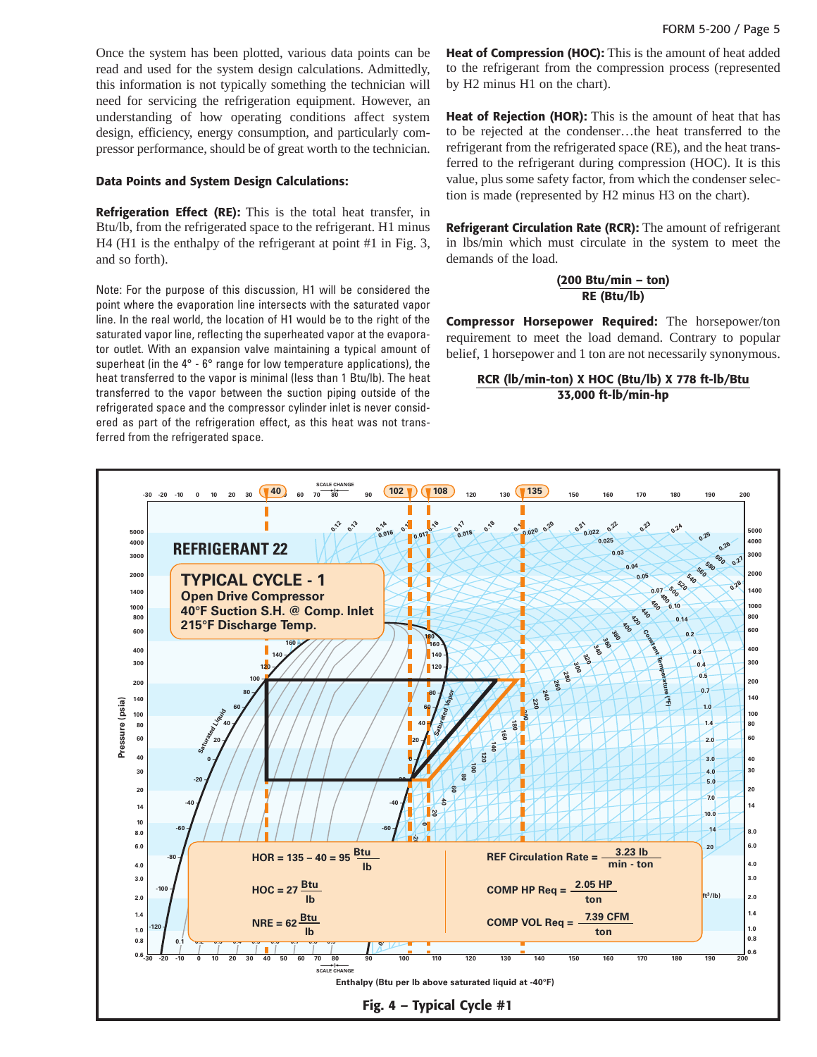Once the system has been plotted, various data points can be read and used for the system design calculations. Admittedly, this information is not typically something the technician will need for servicing the refrigeration equipment. However, an understanding of how operating conditions affect system design, efficiency, energy consumption, and particularly compressor performance, should be of great worth to the technician.

### Data Points and System Design Calculations:

**Refrigeration Effect (RE):** This is the total heat transfer, in Btu/lb, from the refrigerated space to the refrigerant. H1 minus H4 (H1 is the enthalpy of the refrigerant at point #1 in Fig. 3, and so forth).

Note: For the purpose of this discussion, H1 will be considered the point where the evaporation line intersects with the saturated vapor line. In the real world, the location of H1 would be to the right of the saturated vapor line, reflecting the superheated vapor at the evaporator outlet. With an expansion valve maintaining a typical amount of superheat (in the 4° - 6° range for low temperature applications), the heat transferred to the vapor is minimal (less than 1 Btu/lb). The heat transferred to the vapor between the suction piping outside of the refrigerated space and the compressor cylinder inlet is never considered as part of the refrigeration effect, as this heat was not transferred from the refrigerated space.

**Heat of Compression (HOC):** This is the amount of heat added to the refrigerant from the compression process (represented by H2 minus H1 on the chart).

**Heat of Rejection (HOR):** This is the amount of heat that has to be rejected at the condenser…the heat transferred to the refrigerant from the refrigerated space (RE), and the heat transferred to the refrigerant during compression (HOC). It is this value, plus some safety factor, from which the condenser selection is made (represented by H2 minus H3 on the chart).

**Refrigerant Circulation Rate (RCR):** The amount of refrigerant in lbs/min which must circulate in the system to meet the demands of the load.

$$\frac{\text{(200 Btu/min – ton)}}{\text{RE (Btu/lb)}}$$

**Compressor Horsepower Required:** The horsepower/ton requirement to meet the load demand. Contrary to popular belief, 1 horsepower and 1 ton are not necessarily synonymous.

$$\frac{\text{RCR (lb/min-ton) X HOC (Btu/lb) X 778 ft-lb/Btu}}{\text{33,000 ft-lb/min-hp}}$$

REFRIGERANT 22

TYPICAL CYCLE - 1
Open Drive Compressor
40°F Suction S.H. @ Comp. Inlet
215°F Discharge Temp.

$HOR = 135 - 40 = 95 \frac{Btu}{lb}$

$HOC = 27 \frac{Btu}{lb}$

$NRE = 62 \frac{Btu}{lb}$

REF Circulation Rate = $\frac{3.23 \text{ lb}}{\text{min - ton}}$

COMP HP Req = $\frac{2.05 \text{ HP}}{\text{ton}}$

COMP VOL Req = $\frac{7.39 \text{ CFM}}{\text{ton}}$

Enthalpy (Btu per lb above saturated liquid at -40°F)

**Fig. 4 – Typical Cycle #1**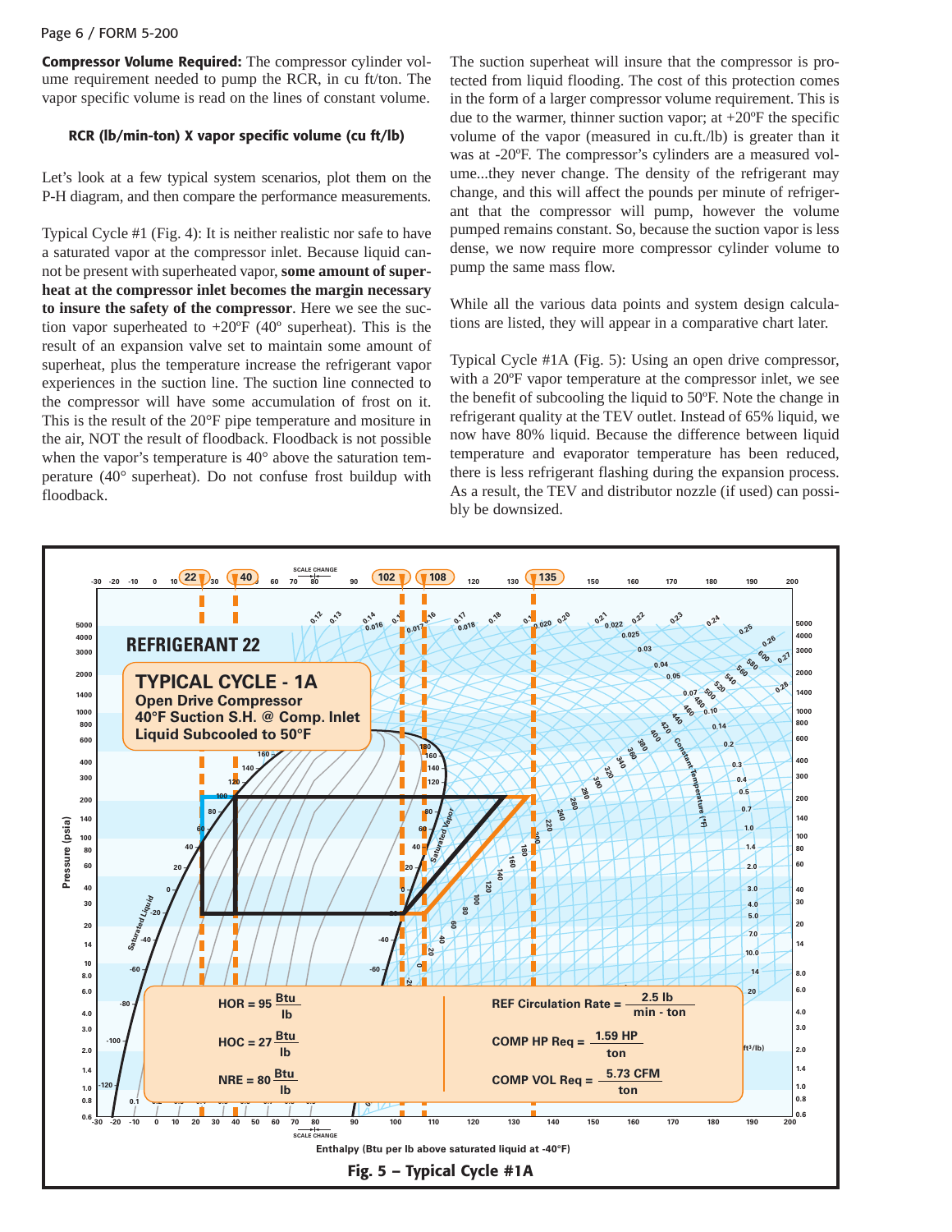**Compressor Volume Required:** The compressor cylinder volume requirement needed to pump the RCR, in cu ft/ton. The vapor specific volume is read on the lines of constant volume.

**RCR (lb/min-ton) X vapor specific volume (cu ft/lb)**

Let's look at a few typical system scenarios, plot them on the P-H diagram, and then compare the performance measurements.

Typical Cycle #1 (Fig. 4): It is neither realistic nor safe to have a saturated vapor at the compressor inlet. Because liquid cannot be present with superheated vapor, **some amount of superheat at the compressor inlet becomes the margin necessary to insure the safety of the compressor**. Here we see the suction vapor superheated to +20ºF (40º superheat). This is the result of an expansion valve set to maintain some amount of superheat, plus the temperature increase the refrigerant vapor experiences in the suction line. The suction line connected to the compressor will have some accumulation of frost on it. This is the result of the 20°F pipe temperature and mositure in the air, NOT the result of floodback. Floodback is not possible when the vapor's temperature is 40° above the saturation temperature (40° superheat). Do not confuse frost buildup with floodback.

The suction superheat will insure that the compressor is protected from liquid flooding. The cost of this protection comes in the form of a larger compressor volume requirement. This is due to the warmer, thinner suction vapor; at +20ºF the specific volume of the vapor (measured in cu.ft./lb) is greater than it was at -20ºF. The compressor's cylinders are a measured volume...they never change. The density of the refrigerant may change, and this will affect the pounds per minute of refrigerant that the compressor will pump, however the volume pumped remains constant. So, because the suction vapor is less dense, we now require more compressor cylinder volume to pump the same mass flow.

While all the various data points and system design calculations are listed, they will appear in a comparative chart later.

Typical Cycle #1A (Fig. 5): Using an open drive compressor, with a 20ºF vapor temperature at the compressor inlet, we see the benefit of subcooling the liquid to 50ºF. Note the change in refrigerant quality at the TEV outlet. Instead of 65% liquid, we now have 80% liquid. Because the difference between liquid temperature and evaporator temperature has been reduced, there is less refrigerant flashing during the expansion process. As a result, the TEV and distributor nozzle (if used) can possibly be downsized.

**REFRIGERANT 22**

**TYPICAL CYCLE - 1A**
**Open Drive Compressor**
**40°F Suction S.H. @ Comp. Inlet**
**Liquid Subcooled to 50°F**

HOR = 95 Btu/lb

HOC = 27 Btu/lb

NRE = 80 Btu/lb

REF Circulation Rate = 2.5 lb / min - ton

COMP HP Req = 1.59 HP / ton

COMP VOL Req = 5.73 CFM / ton

Enthalpy (Btu per lb above saturated liquid at -40°F)

**Fig. 5 – Typical Cycle #1A**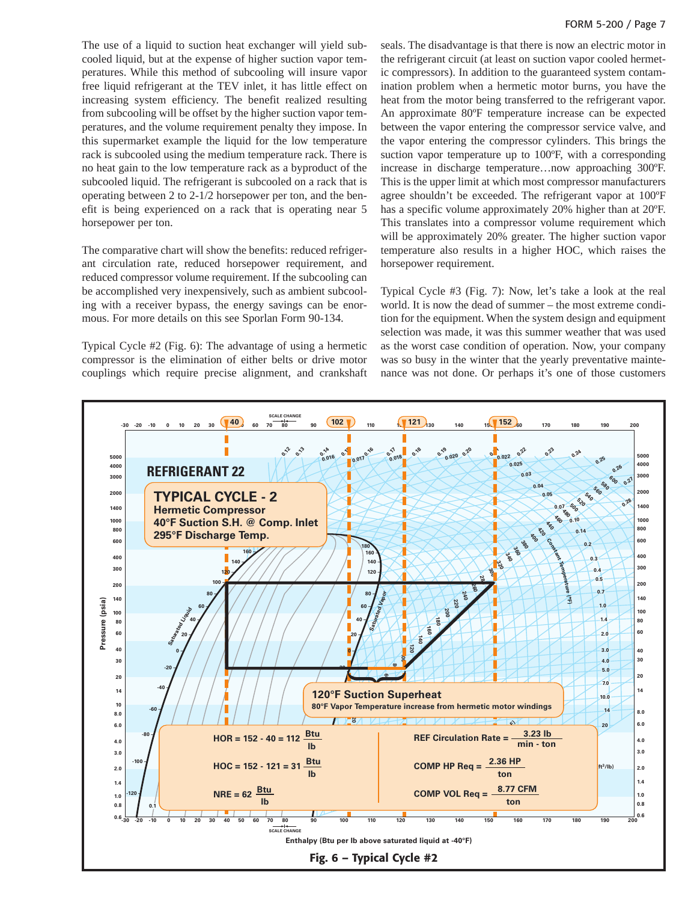The use of a liquid to suction heat exchanger will yield subcooled liquid, but at the expense of higher suction vapor temperatures. While this method of subcooling will insure vapor free liquid refrigerant at the TEV inlet, it has little effect on increasing system efficiency. The benefit realized resulting from subcooling will be offset by the higher suction vapor temperatures, and the volume requirement penalty they impose. In this supermarket example the liquid for the low temperature rack is subcooled using the medium temperature rack. There is no heat gain to the low temperature rack as a byproduct of the subcooled liquid. The refrigerant is subcooled on a rack that is operating between 2 to 2-1/2 horsepower per ton, and the benefit is being experienced on a rack that is operating near 5 horsepower per ton.

The comparative chart will show the benefits: reduced refrigerant circulation rate, reduced horsepower requirement, and reduced compressor volume requirement. If the subcooling can be accomplished very inexpensively, such as ambient subcooling with a receiver bypass, the energy savings can be enormous. For more details on this see Sporlan Form 90-134.

Typical Cycle #2 (Fig. 6): The advantage of using a hermetic compressor is the elimination of either belts or drive motor couplings which require precise alignment, and crankshaft seals. The disadvantage is that there is now an electric motor in the refrigerant circuit (at least on suction vapor cooled hermetic compressors). In addition to the guaranteed system contamination problem when a hermetic motor burns, you have the heat from the motor being transferred to the refrigerant vapor. An approximate 80ºF temperature increase can be expected between the vapor entering the compressor service valve, and the vapor entering the compressor cylinders. This brings the suction vapor temperature up to 100ºF, with a corresponding increase in discharge temperature…now approaching 300ºF. This is the upper limit at which most compressor manufacturers agree shouldn't be exceeded. The refrigerant vapor at 100ºF has a specific volume approximately 20% higher than at 20ºF. This translates into a compressor volume requirement which will be approximately 20% greater. The higher suction vapor temperature also results in a higher HOC, which raises the horsepower requirement.

Typical Cycle #3 (Fig. 7): Now, let's take a look at the real world. It is now the dead of summer – the most extreme condition for the equipment. When the system design and equipment selection was made, it was this summer weather that was used as the worst case condition of operation. Now, your company was so busy in the winter that the yearly preventative maintenance was not done. Or perhaps it's one of those customers

**REFRIGERANT 22**

**TYPICAL CYCLE - 2**
**Hermetic Compressor**
**40°F Suction S.H. @ Comp. Inlet**
**295°F Discharge Temp.**

**120°F Suction Superheat**
**80°F Vapor Temperature increase from hermetic motor windings**

HOR = 152 - 40 = 112 $\frac{Btu}{lb}$

HOC = 152 - 121 = 31 $\frac{Btu}{lb}$

NRE = 62 $\frac{Btu}{lb}$

REF Circulation Rate = $\frac{3.23 \text{ lb}}{\text{min - ton}}$

COMP HP Req = $\frac{2.36 \text{ HP}}{\text{ton}}$

COMP VOL Req = $\frac{8.77 \text{ CFM}}{\text{ton}}$

Enthalpy (Btu per lb above saturated liquid at -40°F)

**Fig. 6 – Typical Cycle #2**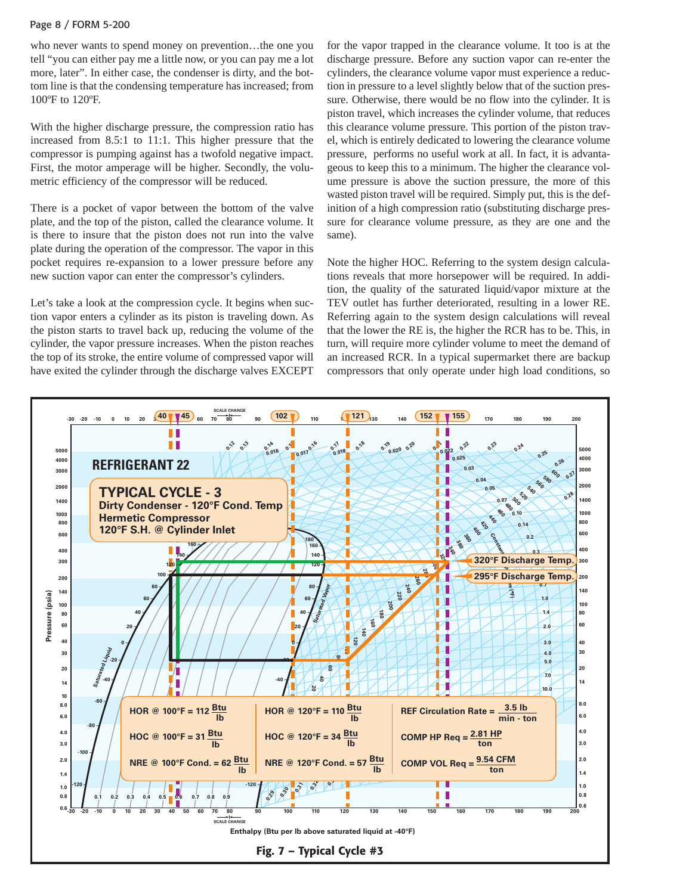who never wants to spend money on prevention…the one you tell "you can either pay me a little now, or you can pay me a lot more, later". In either case, the condenser is dirty, and the bottom line is that the condensing temperature has increased; from 100ºF to 120ºF.

With the higher discharge pressure, the compression ratio has increased from 8.5:1 to 11:1. This higher pressure that the compressor is pumping against has a twofold negative impact. First, the motor amperage will be higher. Secondly, the volumetric efficiency of the compressor will be reduced.

There is a pocket of vapor between the bottom of the valve plate, and the top of the piston, called the clearance volume. It is there to insure that the piston does not run into the valve plate during the operation of the compressor. The vapor in this pocket requires re-expansion to a lower pressure before any new suction vapor can enter the compressor's cylinders.

Let's take a look at the compression cycle. It begins when suction vapor enters a cylinder as its piston is traveling down. As the piston starts to travel back up, reducing the volume of the cylinder, the vapor pressure increases. When the piston reaches the top of its stroke, the entire volume of compressed vapor will have exited the cylinder through the discharge valves EXCEPT for the vapor trapped in the clearance volume. It too is at the discharge pressure. Before any suction vapor can re-enter the cylinders, the clearance volume vapor must experience a reduction in pressure to a level slightly below that of the suction pressure. Otherwise, there would be no flow into the cylinder. It is piston travel, which increases the cylinder volume, that reduces this clearance volume pressure. This portion of the piston travel, which is entirely dedicated to lowering the clearance volume pressure, performs no useful work at all. In fact, it is advantageous to keep this to a minimum. The higher the clearance volume pressure is above the suction pressure, the more of this wasted piston travel will be required. Simply put, this is the definition of a high compression ratio (substituting discharge pressure for clearance volume pressure, as they are one and the same).

Note the higher HOC. Referring to the system design calculations reveals that more horsepower will be required. In addition, the quality of the saturated liquid/vapor mixture at the TEV outlet has further deteriorated, resulting in a lower RE. Referring again to the system design calculations will reveal that the lower the RE is, the higher the RCR has to be. This, in turn, will require more cylinder volume to meet the demand of an increased RCR. In a typical supermarket there are backup compressors that only operate under high load conditions, so

**REFRIGERANT 22**

**TYPICAL CYCLE - 3**
**Dirty Condenser - 120°F Cond. Temp**
**Hermetic Compressor**
**120°F S.H. @ Cylinder Inlet**

320°F Discharge Temp.
295°F Discharge Temp.

| | | |
|---|---|---|
| HOR @ 100°F = 112 Btu/lb | HOR @ 120°F = 110 Btu/lb | REF Circulation Rate = 3.5 lb / min - ton |
| HOC @ 100°F = 31 Btu/lb | HOC @ 120°F = 34 Btu/lb | COMP HP Req = 2.81 HP / ton |
| NRE @ 100°F Cond. = 62 Btu/lb | NRE @ 120°F Cond. = 57 Btu/lb | COMP VOL Req = 9.54 CFM / ton |

Pressure (psia)

Enthalpy (Btu per lb above saturated liquid at -40°F)

**Fig. 7 – Typical Cycle #3**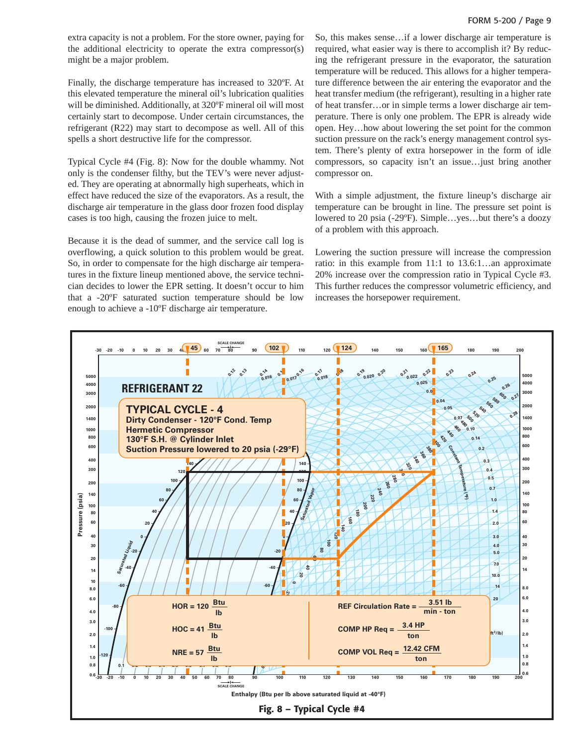extra capacity is not a problem. For the store owner, paying for the additional electricity to operate the extra compressor(s) might be a major problem.

Finally, the discharge temperature has increased to 320ºF. At this elevated temperature the mineral oil's lubrication qualities will be diminished. Additionally, at 320ºF mineral oil will most certainly start to decompose. Under certain circumstances, the refrigerant (R22) may start to decompose as well. All of this spells a short destructive life for the compressor.

Typical Cycle #4 (Fig. 8): Now for the double whammy. Not only is the condenser filthy, but the TEV's were never adjusted. They are operating at abnormally high superheats, which in effect have reduced the size of the evaporators. As a result, the discharge air temperature in the glass door frozen food display cases is too high, causing the frozen juice to melt.

Because it is the dead of summer, and the service call log is overflowing, a quick solution to this problem would be great. So, in order to compensate for the high discharge air temperatures in the fixture lineup mentioned above, the service technician decides to lower the EPR setting. It doesn't occur to him that a -20ºF saturated suction temperature should be low enough to achieve a -10ºF discharge air temperature.

So, this makes sense…if a lower discharge air temperature is required, what easier way is there to accomplish it? By reducing the refrigerant pressure in the evaporator, the saturation temperature will be reduced. This allows for a higher temperature difference between the air entering the evaporator and the heat transfer medium (the refrigerant), resulting in a higher rate of heat transfer…or in simple terms a lower discharge air temperature. There is only one problem. The EPR is already wide open. Hey…how about lowering the set point for the common suction pressure on the rack's energy management control system. There's plenty of extra horsepower in the form of idle compressors, so capacity isn't an issue…just bring another compressor on.

With a simple adjustment, the fixture lineup's discharge air temperature can be brought in line. The pressure set point is lowered to 20 psia (-29ºF). Simple…yes…but there's a doozy of a problem with this approach.

Lowering the suction pressure will increase the compression ratio: in this example from 11:1 to 13.6:1…an approximate 20% increase over the compression ratio in Typical Cycle #3. This further reduces the compressor volumetric efficiency, and increases the horsepower requirement.

**REFRIGERANT 22**

**TYPICAL CYCLE - 4**
**Dirty Condenser - 120°F Cond. Temp**
**Hermetic Compressor**
**130°F S.H. @ Cylinder Inlet**
**Suction Pressure lowered to 20 psia (-29°F)**

HOR = 120 Btu/lb

HOC = 41 Btu/lb

NRE = 57 Btu/lb

REF Circulation Rate = 3.51 lb / min - ton

COMP HP Req = 3.4 HP / ton

COMP VOL Req = 12.42 CFM / ton

Fig. 8 – Typical Cycle #4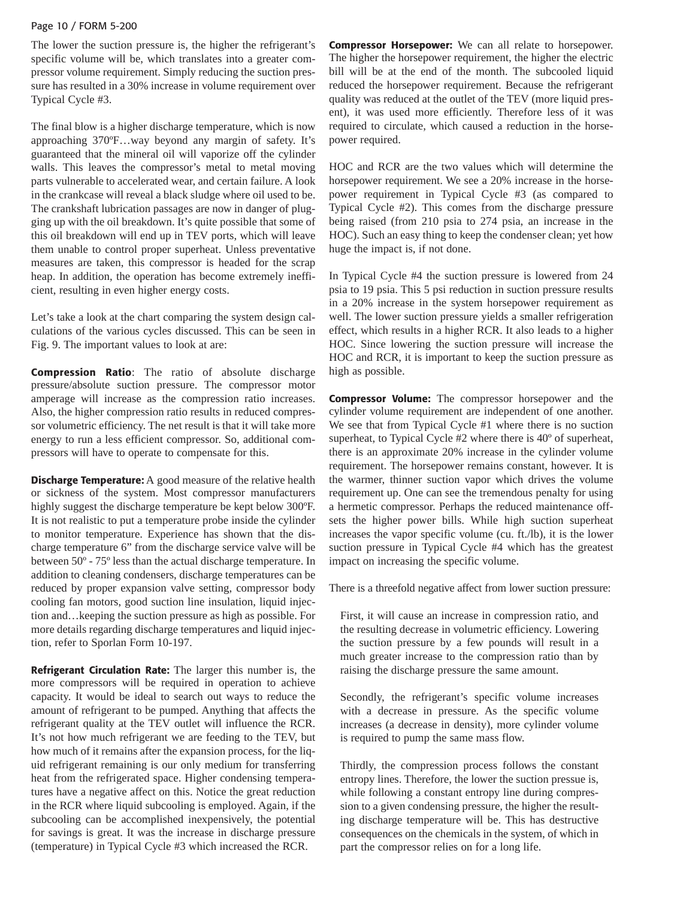The lower the suction pressure is, the higher the refrigerant's specific volume will be, which translates into a greater compressor volume requirement. Simply reducing the suction pressure has resulted in a 30% increase in volume requirement over Typical Cycle #3.

The final blow is a higher discharge temperature, which is now approaching 370ºF…way beyond any margin of safety. It's guaranteed that the mineral oil will vaporize off the cylinder walls. This leaves the compressor's metal to metal moving parts vulnerable to accelerated wear, and certain failure. A look in the crankcase will reveal a black sludge where oil used to be. The crankshaft lubrication passages are now in danger of plugging up with the oil breakdown. It's quite possible that some of this oil breakdown will end up in TEV ports, which will leave them unable to control proper superheat. Unless preventative measures are taken, this compressor is headed for the scrap heap. In addition, the operation has become extremely inefficient, resulting in even higher energy costs.

Let's take a look at the chart comparing the system design calculations of the various cycles discussed. This can be seen in Fig. 9. The important values to look at are:

**Compression Ratio**: The ratio of absolute discharge pressure/absolute suction pressure. The compressor motor amperage will increase as the compression ratio increases. Also, the higher compression ratio results in reduced compressor volumetric efficiency. The net result is that it will take more energy to run a less efficient compressor. So, additional compressors will have to operate to compensate for this.

**Discharge Temperature:** A good measure of the relative health or sickness of the system. Most compressor manufacturers highly suggest the discharge temperature be kept below 300ºF. It is not realistic to put a temperature probe inside the cylinder to monitor temperature. Experience has shown that the discharge temperature 6" from the discharge service valve will be between 50º - 75º less than the actual discharge temperature. In addition to cleaning condensers, discharge temperatures can be reduced by proper expansion valve setting, compressor body cooling fan motors, good suction line insulation, liquid injection and…keeping the suction pressure as high as possible. For more details regarding discharge temperatures and liquid injection, refer to Sporlan Form 10-197.

**Refrigerant Circulation Rate:** The larger this number is, the more compressors will be required in operation to achieve capacity. It would be ideal to search out ways to reduce the amount of refrigerant to be pumped. Anything that affects the refrigerant quality at the TEV outlet will influence the RCR. It's not how much refrigerant we are feeding to the TEV, but how much of it remains after the expansion process, for the liquid refrigerant remaining is our only medium for transferring heat from the refrigerated space. Higher condensing temperatures have a negative affect on this. Notice the great reduction in the RCR where liquid subcooling is employed. Again, if the subcooling can be accomplished inexpensively, the potential for savings is great. It was the increase in discharge pressure (temperature) in Typical Cycle #3 which increased the RCR.

**Compressor Horsepower:** We can all relate to horsepower. The higher the horsepower requirement, the higher the electric bill will be at the end of the month. The subcooled liquid reduced the horsepower requirement. Because the refrigerant quality was reduced at the outlet of the TEV (more liquid present), it was used more efficiently. Therefore less of it was required to circulate, which caused a reduction in the horsepower required.

HOC and RCR are the two values which will determine the horsepower requirement. We see a 20% increase in the horsepower requirement in Typical Cycle #3 (as compared to Typical Cycle #2). This comes from the discharge pressure being raised (from 210 psia to 274 psia, an increase in the HOC). Such an easy thing to keep the condenser clean; yet how huge the impact is, if not done.

In Typical Cycle #4 the suction pressure is lowered from 24 psia to 19 psia. This 5 psi reduction in suction pressure results in a 20% increase in the system horsepower requirement as well. The lower suction pressure yields a smaller refrigeration effect, which results in a higher RCR. It also leads to a higher HOC. Since lowering the suction pressure will increase the HOC and RCR, it is important to keep the suction pressure as high as possible.

**Compressor Volume:** The compressor horsepower and the cylinder volume requirement are independent of one another. We see that from Typical Cycle #1 where there is no suction superheat, to Typical Cycle #2 where there is 40º of superheat, there is an approximate 20% increase in the cylinder volume requirement. The horsepower remains constant, however. It is the warmer, thinner suction vapor which drives the volume requirement up. One can see the tremendous penalty for using a hermetic compressor. Perhaps the reduced maintenance offsets the higher power bills. While high suction superheat increases the vapor specific volume (cu. ft./lb), it is the lower suction pressure in Typical Cycle #4 which has the greatest impact on increasing the specific volume.

There is a threefold negative affect from lower suction pressure:

First, it will cause an increase in compression ratio, and the resulting decrease in volumetric efficiency. Lowering the suction pressure by a few pounds will result in a much greater increase to the compression ratio than by raising the discharge pressure the same amount.

Secondly, the refrigerant's specific volume increases with a decrease in pressure. As the specific volume increases (a decrease in density), more cylinder volume is required to pump the same mass flow.

Thirdly, the compression process follows the constant entropy lines. Therefore, the lower the suction pressue is, while following a constant entropy line during compression to a given condensing pressure, the higher the resulting discharge temperature will be. This has destructive consequences on the chemicals in the system, of which in part the compressor relies on for a long life.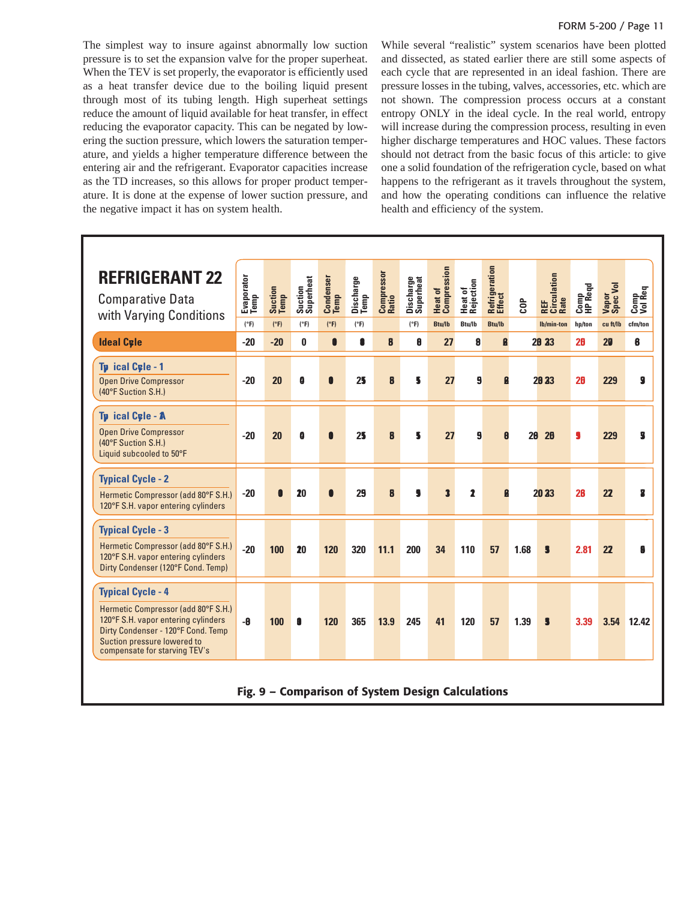The simplest way to insure against abnormally low suction pressure is to set the expansion valve for the proper superheat. When the TEV is set properly, the evaporator is efficiently used as a heat transfer device due to the boiling liquid present through most of its tubing length. High superheat settings reduce the amount of liquid available for heat transfer, in effect reducing the evaporator capacity. This can be negated by lowering the suction pressure, which lowers the saturation temperature, and yields a higher temperature difference between the entering air and the refrigerant. Evaporator capacities increase as the TD increases, so this allows for proper product temperature. It is done at the expense of lower suction pressure, and the negative impact it has on system health.

While several "realistic" system scenarios have been plotted and dissected, as stated earlier there are still some aspects of each cycle that are represented in an ideal fashion. There are pressure losses in the tubing, valves, accessories, etc. which are not shown. The compression process occurs at a constant entropy ONLY in the ideal cycle. In the real world, entropy will increase during the compression process, resulting in even higher discharge temperatures and HOC values. These factors should not detract from the basic focus of this article: to give one a solid foundation of the refrigeration cycle, based on what happens to the refrigerant as it travels throughout the system, and how the operating conditions can influence the relative health and efficiency of the system.

## REFRIGERANT 22
Comparative Data with Varying Conditions

| | Evaporator Temp (°F) | Suction Temp (°F) | Suction Superheat (°F) | Condenser Temp (°F) | Discharge Temp (°F) | Compressor Ratio | Discharge Superheat (°F) | Heat of Compression Btu/lb | Heat of Rejection Btu/lb | Refrigeration Effect Btu/lb | COP | REF Circulation Rate lb/min-ton | Comp HP Reqd hp/ton | Vapor Spec Vol cu ft/lb | Comp Vol Req cfm/ton |
|---|---|---|---|---|---|---|---|---|---|---|---|---|---|---|---|
| **Ideal Cycle** | -20 | -20 | 0 | 0 | 0 | 8 | 0 | 27 | 8 | 8 | | 20 23 | 26 | 20 | 6 |
| **Typical Cycle - 1** Open Drive Compressor (40°F Suction S.H.) | -20 | 20 | 0 | 0 | 25 | 8 | 5 | 27 | 9 | 8 | | 20 23 | 26 | 229 | 9 |
| **Typical Cycle - 1A** Open Drive Compressor (40°F Suction S.H.) Liquid subcooled to 50°F | -20 | 20 | 0 | 0 | 25 | 8 | 5 | 27 | 9 | 8 | 20 | 20 | 9 | 229 | 3 |
| **Typical Cycle - 2** Hermetic Compressor (add 80°F S.H.) 120°F S.H. vapor entering cylinders | -20 | 0 | 20 | 0 | 29 | 8 | 9 | 3 | 2 | 8 | | 20 23 | 28 | 22 | 8 |
| **Typical Cycle - 3** Hermetic Compressor (add 80°F S.H.) 120°F S.H. vapor entering cylinders Dirty Condenser (120°F Cond. Temp) | -20 | 100 | 20 | 120 | 320 | 11.1 | 200 | 34 | 110 | 57 | 1.68 | 9 | 2.81 | 22 | 9 |
| **Typical Cycle - 4** Hermetic Compressor (add 80°F S.H.) 120°F S.H. vapor entering cylinders Dirty Condenser - 120°F Cond. Temp Suction pressure lowered to compensate for starving TEV's | -8 | 100 | 0 | 120 | 365 | 13.9 | 245 | 41 | 120 | 57 | 1.39 | 9 | 3.39 | 3.54 | 12.42 |

**Fig. 9 – Comparison of System Design Calculations**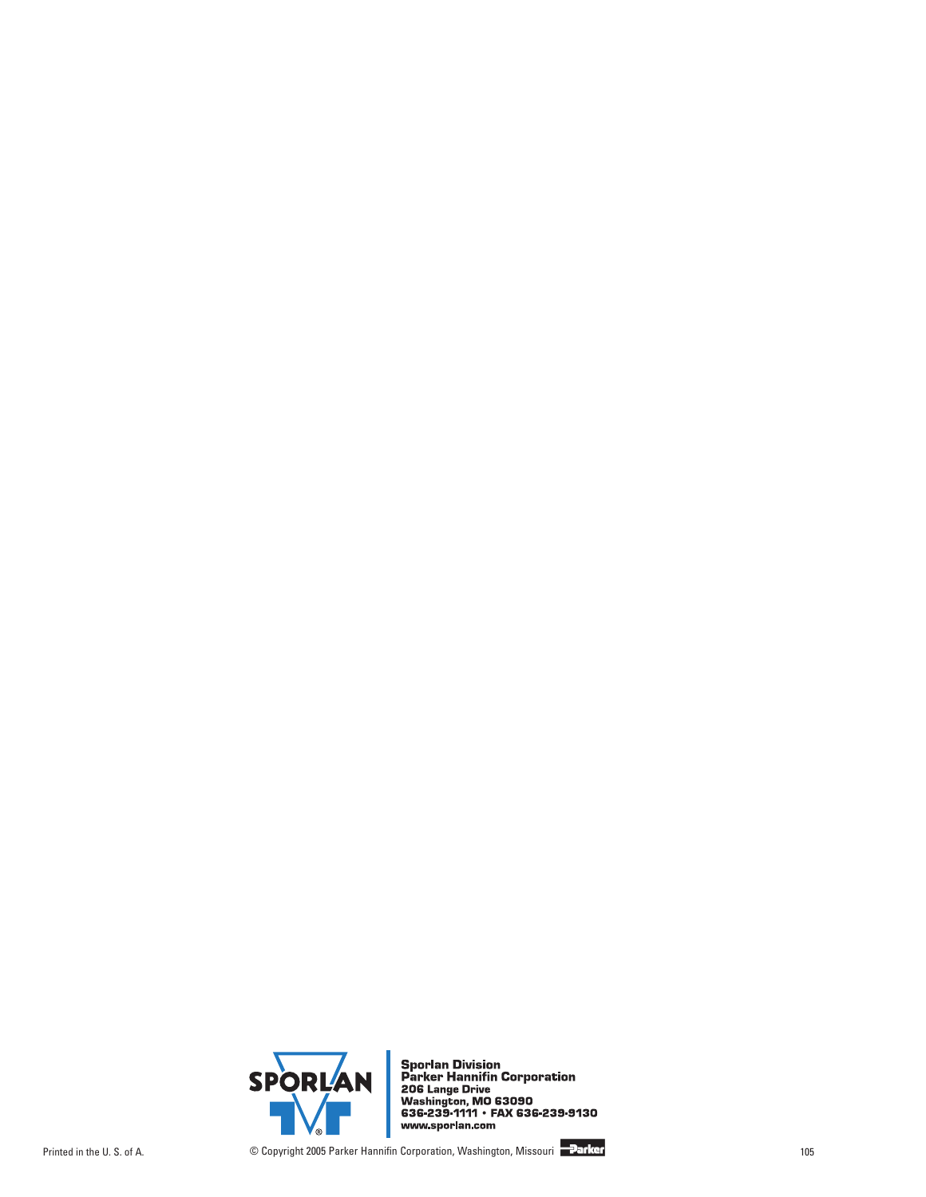SPORLAN

**Sporlan Division**
**Parker Hannifin Corporation**
**206 Lange Drive**
**Washington, MO 63090**
**636-239-1111 • FAX 636-239-9130**
**www.sporlan.com**

Printed in the U. S. of A.

© Copyright 2005 Parker Hannifin Corporation, Washington, Missouri

Parker